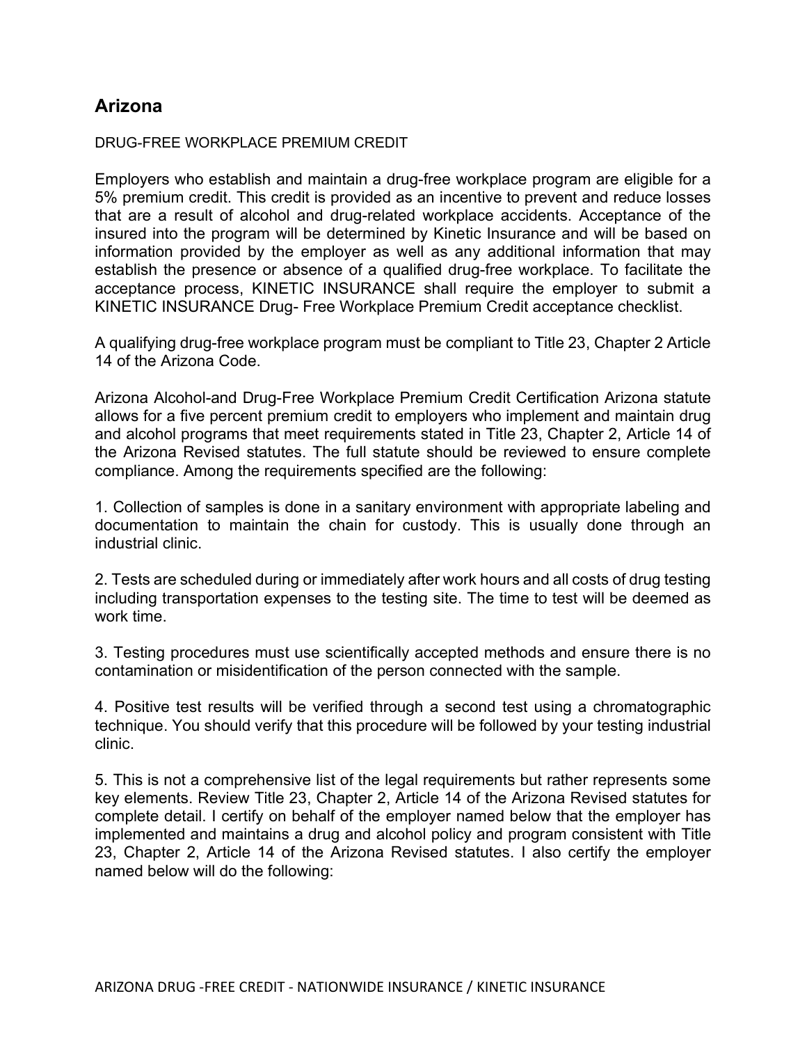## Arizona

DRUG-FREE WORKPLACE PREMIUM CREDIT

Employers who establish and maintain a drug-free workplace program are eligible for a 5% premium credit. This credit is provided as an incentive to prevent and reduce losses that are a result of alcohol and drug-related workplace accidents. Acceptance of the insured into the program will be determined by Kinetic Insurance and will be based on information provided by the employer as well as any additional information that may establish the presence or absence of a qualified drug-free workplace. To facilitate the acceptance process, KINETIC INSURANCE shall require the employer to submit a KINETIC INSURANCE Drug- Free Workplace Premium Credit acceptance checklist.

A qualifying drug-free workplace program must be compliant to Title 23, Chapter 2 Article 14 of the Arizona Code.

Arizona Alcohol-and Drug-Free Workplace Premium Credit Certification Arizona statute allows for a five percent premium credit to employers who implement and maintain drug and alcohol programs that meet requirements stated in Title 23, Chapter 2, Article 14 of the Arizona Revised statutes. The full statute should be reviewed to ensure complete compliance. Among the requirements specified are the following:

1. Collection of samples is done in a sanitary environment with appropriate labeling and documentation to maintain the chain for custody. This is usually done through an industrial clinic.

2. Tests are scheduled during or immediately after work hours and all costs of drug testing including transportation expenses to the testing site. The time to test will be deemed as work time.

3. Testing procedures must use scientifically accepted methods and ensure there is no contamination or misidentification of the person connected with the sample.

4. Positive test results will be verified through a second test using a chromatographic technique. You should verify that this procedure will be followed by your testing industrial clinic.

5. This is not a comprehensive list of the legal requirements but rather represents some key elements. Review Title 23, Chapter 2, Article 14 of the Arizona Revised statutes for complete detail. I certify on behalf of the employer named below that the employer has implemented and maintains a drug and alcohol policy and program consistent with Title 23, Chapter 2, Article 14 of the Arizona Revised statutes. I also certify the employer named below will do the following: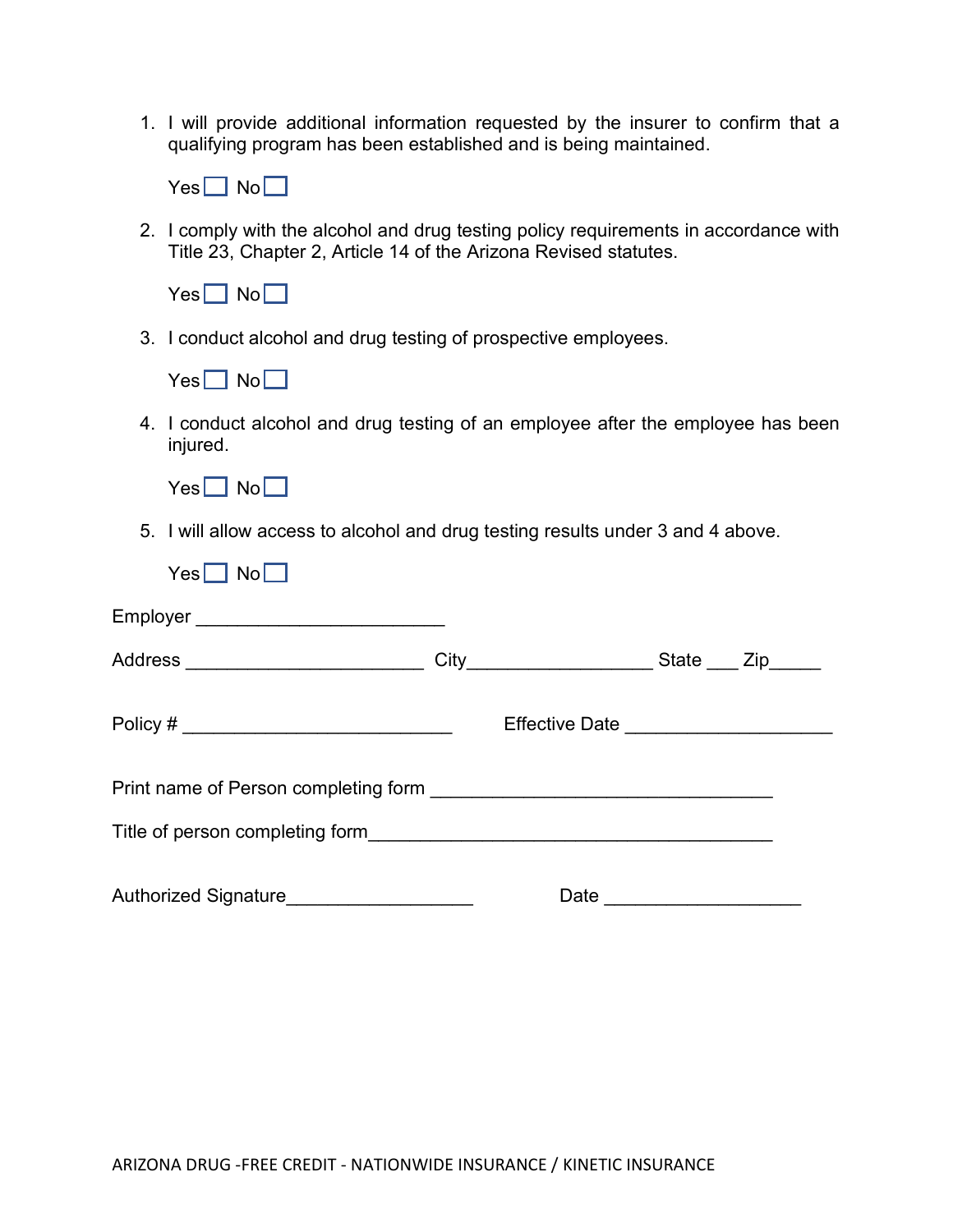1. I will provide additional information requested by the insurer to confirm that a qualifying program has been established and is being maintained.

   Yes ☐ No ☐

2. I comply with the alcohol and drug testing policy requirements in accordance with Title 23, Chapter 2, Article 14 of the Arizona Revised statutes.

   Yes ☐ No ☐

3. I conduct alcohol and drug testing of prospective employees.

   Yes ☐ No ☐

4. I conduct alcohol and drug testing of an employee after the employee has been injured.

   Yes ☐ No ☐

5. I will allow access to alcohol and drug testing results under 3 and 4 above.

   Yes ☐ No ☐

Employer ________________________

Address _______________________ City__________________ State ___ Zip_____

Policy # __________________________ Effective Date ____________________

Print name of Person completing form _________________________________

Title of person completing form_______________________________________

Authorized Signature__________________ Date ___________________

ARIZONA DRUG -FREE CREDIT - NATIONWIDE INSURANCE / KINETIC INSURANCE